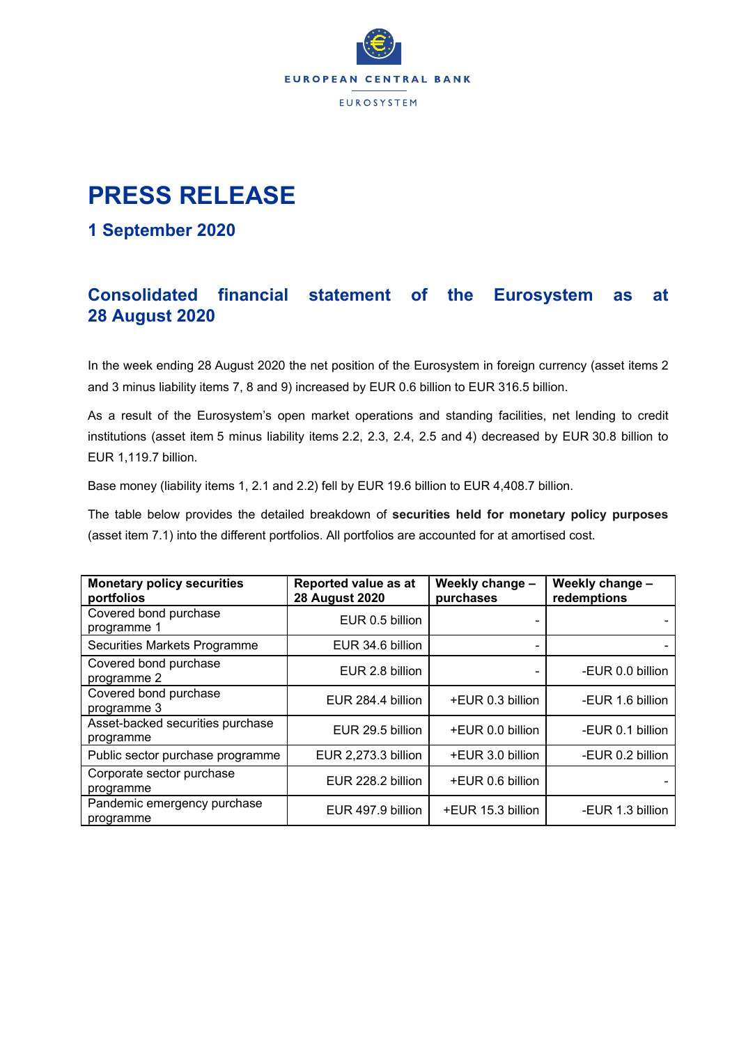EUROPEAN CENTRAL BANK

EUROSYSTEM

# PRESS RELEASE

## 1 September 2020

## Consolidated financial statement of the Eurosystem as at 28 August 2020

In the week ending 28 August 2020 the net position of the Eurosystem in foreign currency (asset items 2 and 3 minus liability items 7, 8 and 9) increased by EUR 0.6 billion to EUR 316.5 billion.

As a result of the Eurosystem's open market operations and standing facilities, net lending to credit institutions (asset item 5 minus liability items 2.2, 2.3, 2.4, 2.5 and 4) decreased by EUR 30.8 billion to EUR 1,119.7 billion.

Base money (liability items 1, 2.1 and 2.2) fell by EUR 19.6 billion to EUR 4,408.7 billion.

The table below provides the detailed breakdown of **securities held for monetary policy purposes** (asset item 7.1) into the different portfolios. All portfolios are accounted for at amortised cost.

| Monetary policy securities portfolios | Reported value as at 28 August 2020 | Weekly change – purchases | Weekly change – redemptions |
|---|---|---|---|
| Covered bond purchase programme 1 | EUR 0.5 billion | - | - |
| Securities Markets Programme | EUR 34.6 billion | - | - |
| Covered bond purchase programme 2 | EUR 2.8 billion | - | -EUR 0.0 billion |
| Covered bond purchase programme 3 | EUR 284.4 billion | +EUR 0.3 billion | -EUR 1.6 billion |
| Asset-backed securities purchase programme | EUR 29.5 billion | +EUR 0.0 billion | -EUR 0.1 billion |
| Public sector purchase programme | EUR 2,273.3 billion | +EUR 3.0 billion | -EUR 0.2 billion |
| Corporate sector purchase programme | EUR 228.2 billion | +EUR 0.6 billion | - |
| Pandemic emergency purchase programme | EUR 497.9 billion | +EUR 15.3 billion | -EUR 1.3 billion |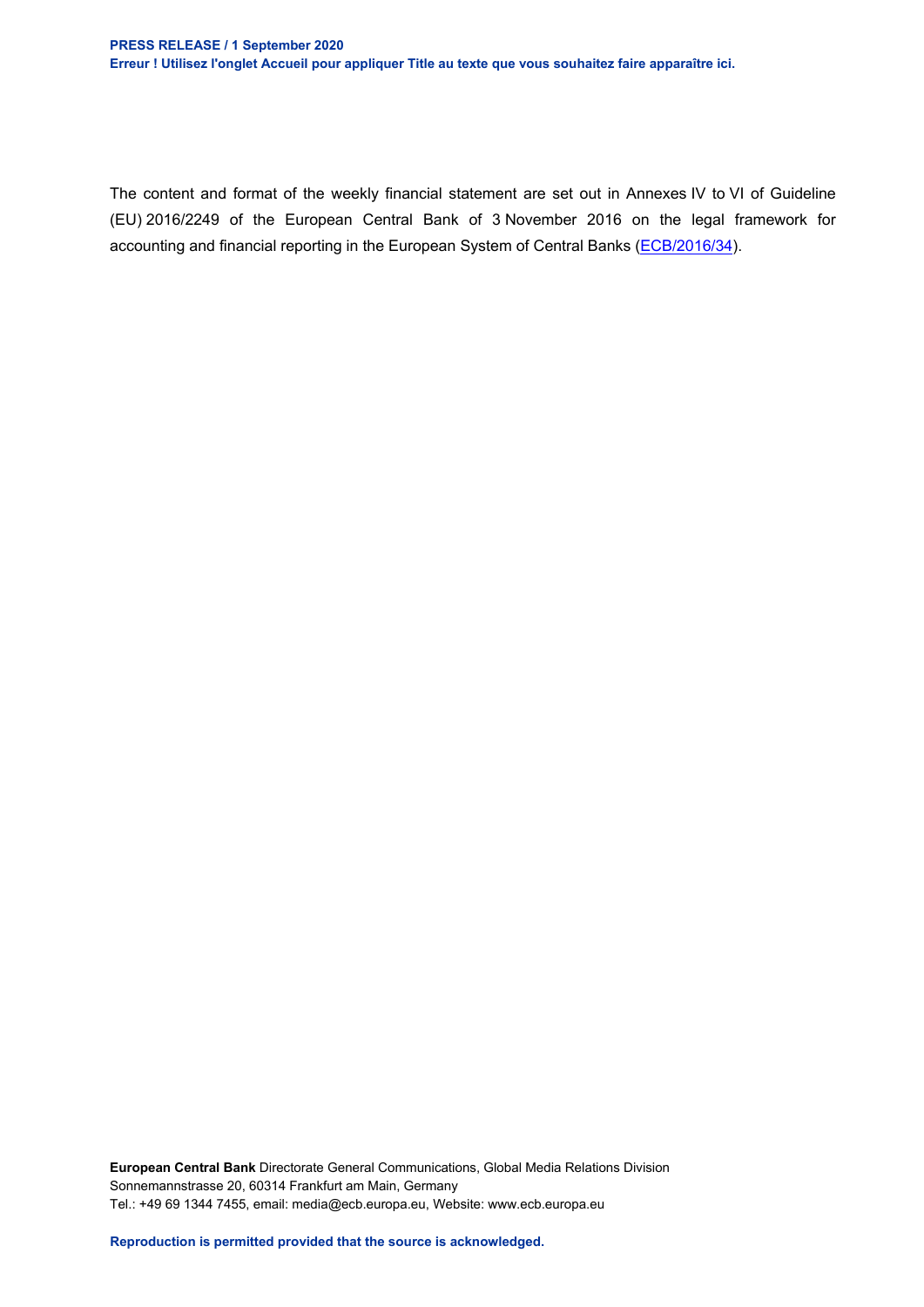The content and format of the weekly financial statement are set out in Annexes IV to VI of Guideline (EU) 2016/2249 of the European Central Bank of 3 November 2016 on the legal framework for accounting and financial reporting in the European System of Central Banks (ECB/2016/34).

**European Central Bank** Directorate General Communications, Global Media Relations Division
Sonnemannstrasse 20, 60314 Frankfurt am Main, Germany
Tel.: +49 69 1344 7455, email: media@ecb.europa.eu, Website: www.ecb.europa.eu

**Reproduction is permitted provided that the source is acknowledged.**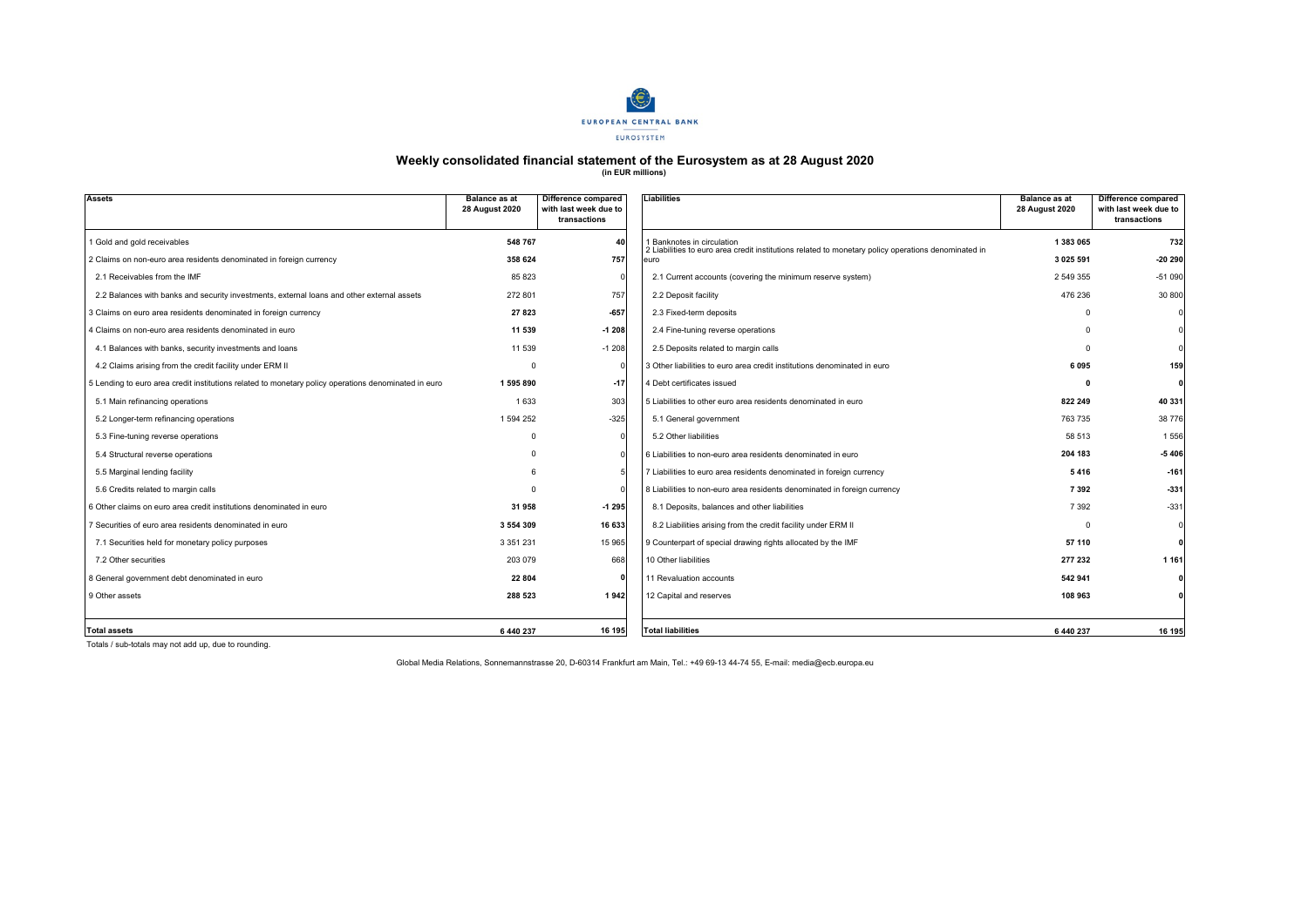EUROPEAN CENTRAL BANK

EUROSYSTEM

# Weekly consolidated financial statement of the Eurosystem as at 28 August 2020

**(in EUR millions)**

| Assets | Balance as at 28 August 2020 | Difference compared with last week due to transactions |
|---|---|---|
| 1 Gold and gold receivables | **548 767** | **40** |
| 2 Claims on non-euro area residents denominated in foreign currency | **358 624** | **757** |
| 2.1 Receivables from the IMF | 85 823 | 0 |
| 2.2 Balances with banks and security investments, external loans and other external assets | 272 801 | 757 |
| 3 Claims on euro area residents denominated in foreign currency | **27 823** | **-657** |
| 4 Claims on non-euro area residents denominated in euro | **11 539** | **-1 208** |
| 4.1 Balances with banks, security investments and loans | 11 539 | -1 208 |
| 4.2 Claims arising from the credit facility under ERM II | 0 | 0 |
| 5 Lending to euro area credit institutions related to monetary policy operations denominated in euro | **1 595 890** | **-17** |
| 5.1 Main refinancing operations | 1 633 | 303 |
| 5.2 Longer-term refinancing operations | 1 594 252 | -325 |
| 5.3 Fine-tuning reverse operations | 0 | 0 |
| 5.4 Structural reverse operations | 0 | 0 |
| 5.5 Marginal lending facility | 6 | 5 |
| 5.6 Credits related to margin calls | 0 | 0 |
| 6 Other claims on euro area credit institutions denominated in euro | **31 958** | **-1 295** |
| 7 Securities of euro area residents denominated in euro | **3 554 309** | **16 633** |
| 7.1 Securities held for monetary policy purposes | 3 351 231 | 15 965 |
| 7.2 Other securities | 203 079 | 668 |
| 8 General government debt denominated in euro | **22 804** | **0** |
| 9 Other assets | **288 523** | **1 942** |
| **Total assets** | **6 440 237** | **16 195** |

| Liabilities | Balance as at 28 August 2020 | Difference compared with last week due to transactions |
|---|---|---|
| 1 Banknotes in circulation | **1 383 065** | **732** |
| 2 Liabilities to euro area credit institutions related to monetary policy operations denominated in euro | **3 025 591** | **-20 290** |
| 2.1 Current accounts (covering the minimum reserve system) | 2 549 355 | -51 090 |
| 2.2 Deposit facility | 476 236 | 30 800 |
| 2.3 Fixed-term deposits | 0 | 0 |
| 2.4 Fine-tuning reverse operations | 0 | 0 |
| 2.5 Deposits related to margin calls | 0 | 0 |
| 3 Other liabilities to euro area credit institutions denominated in euro | **6 095** | **159** |
| 4 Debt certificates issued | **0** | **0** |
| 5 Liabilities to other euro area residents denominated in euro | **822 249** | **40 331** |
| 5.1 General government | 763 735 | 38 776 |
| 5.2 Other liabilities | 58 513 | 1 556 |
| 6 Liabilities to non-euro area residents denominated in euro | **204 183** | **-5 406** |
| 7 Liabilities to euro area residents denominated in foreign currency | **5 416** | **-161** |
| 8 Liabilities to non-euro area residents denominated in foreign currency | **7 392** | **-331** |
| 8.1 Deposits, balances and other liabilities | 7 392 | -331 |
| 8.2 Liabilities arising from the credit facility under ERM II | 0 | 0 |
| 9 Counterpart of special drawing rights allocated by the IMF | **57 110** | **0** |
| 10 Other liabilities | **277 232** | **1 161** |
| 11 Revaluation accounts | **542 941** | **0** |
| 12 Capital and reserves | **108 963** | **0** |
| **Total liabilities** | **6 440 237** | **16 195** |

Totals / sub-totals may not add up, due to rounding.

Global Media Relations, Sonnemannstrasse 20, D-60314 Frankfurt am Main, Tel.: +49 69-13 44-74 55, E-mail: media@ecb.europa.eu